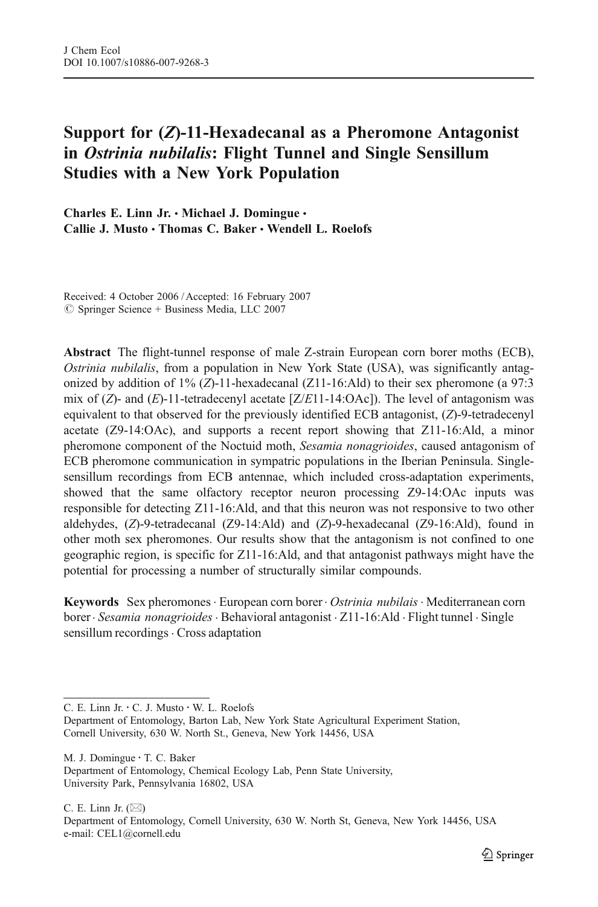# Support for (*Z*)-11-Hexadecanal as a Pheromone Antagonist in *Ostrinia nubilalis*: Flight Tunnel and Single Sensillum Studies with a New York Population

**Charles E. Linn Jr. · Michael J. Domingue · Callie J. Musto · Thomas C. Baker · Wendell L. Roelofs**

Received: 4 October 2006 / Accepted: 16 February 2007
© Springer Science + Business Media, LLC 2007

**Abstract** The flight-tunnel response of male Z-strain European corn borer moths (ECB), *Ostrinia nubilalis*, from a population in New York State (USA), was significantly antagonized by addition of 1% (*Z*)-11-hexadecanal (Z11-16:Ald) to their sex pheromone (a 97:3 mix of (*Z*)- and (*E*)-11-tetradecenyl acetate [Z/*E*11-14:OAc]). The level of antagonism was equivalent to that observed for the previously identified ECB antagonist, (*Z*)-9-tetradecenyl acetate (Z9-14:OAc), and supports a recent report showing that Z11-16:Ald, a minor pheromone component of the Noctuid moth, *Sesamia nonagrioides*, caused antagonism of ECB pheromone communication in sympatric populations in the Iberian Peninsula. Single-sensillum recordings from ECB antennae, which included cross-adaptation experiments, showed that the same olfactory receptor neuron processing Z9-14:OAc inputs was responsible for detecting Z11-16:Ald, and that this neuron was not responsive to two other aldehydes, (*Z*)-9-tetradecanal (Z9-14:Ald) and (*Z*)-9-hexadecanal (Z9-16:Ald), found in other moth sex pheromones. Our results show that the antagonism is not confined to one geographic region, is specific for Z11-16:Ald, and that antagonist pathways might have the potential for processing a number of structurally similar compounds.

**Keywords** Sex pheromones · European corn borer · *Ostrinia nubilais* · Mediterranean corn borer · *Sesamia nonagrioides* · Behavioral antagonist · Z11-16:Ald · Flight tunnel · Single sensillum recordings · Cross adaptation

---

C. E. Linn Jr. · C. J. Musto · W. L. Roelofs
Department of Entomology, Barton Lab, New York State Agricultural Experiment Station, Cornell University, 630 W. North St., Geneva, New York 14456, USA

M. J. Domingue · T. C. Baker
Department of Entomology, Chemical Ecology Lab, Penn State University, University Park, Pennsylvania 16802, USA

C. E. Linn Jr. (✉)
Department of Entomology, Cornell University, 630 W. North St, Geneva, New York 14456, USA
e-mail: CEL1@cornell.edu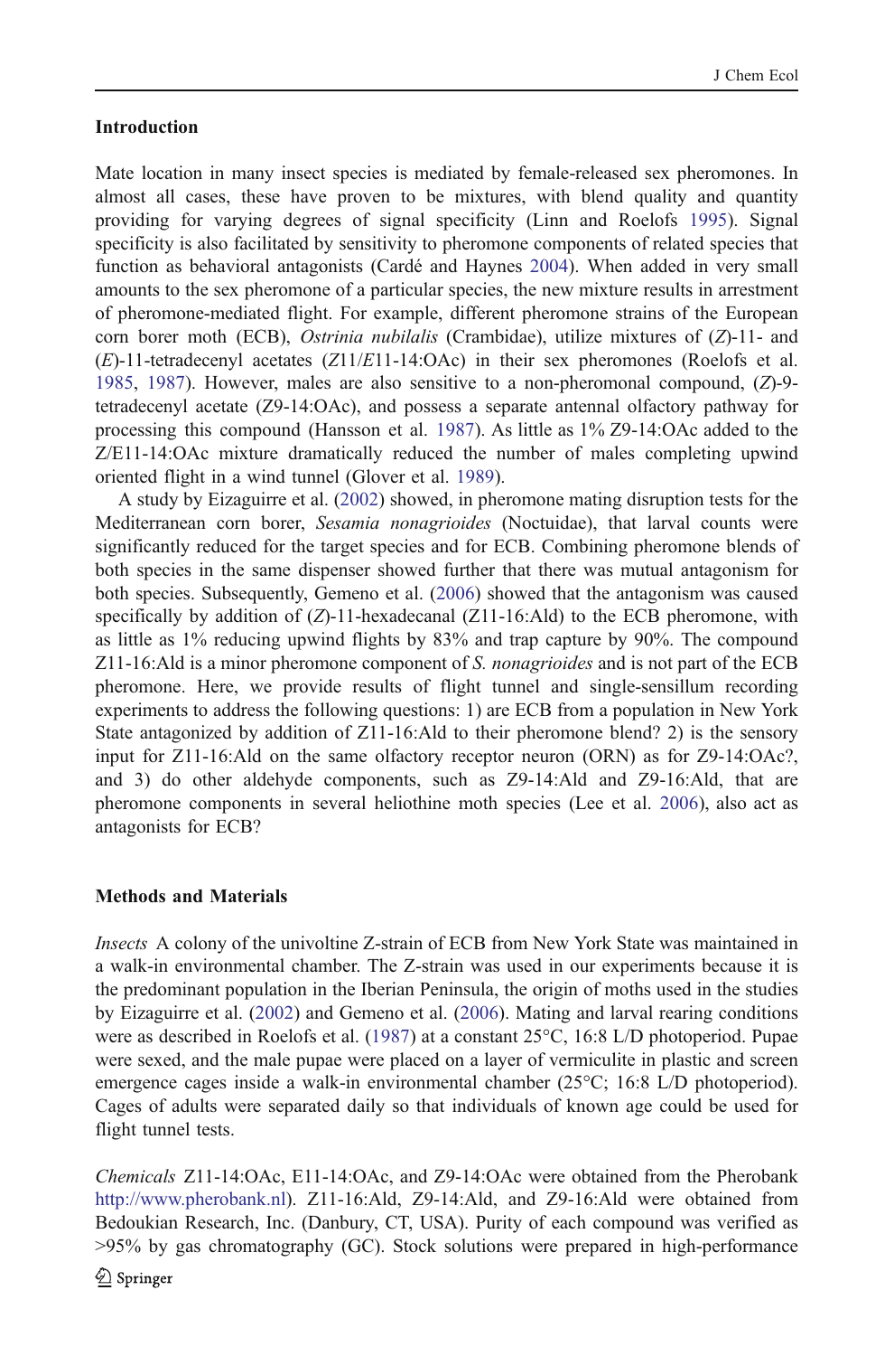## Introduction

Mate location in many insect species is mediated by female-released sex pheromones. In almost all cases, these have proven to be mixtures, with blend quality and quantity providing for varying degrees of signal specificity (Linn and Roelofs 1995). Signal specificity is also facilitated by sensitivity to pheromone components of related species that function as behavioral antagonists (Cardé and Haynes 2004). When added in very small amounts to the sex pheromone of a particular species, the new mixture results in arrestment of pheromone-mediated flight. For example, different pheromone strains of the European corn borer moth (ECB), *Ostrinia nubilalis* (Crambidae), utilize mixtures of (*Z*)-11- and (*E*)-11-tetradecenyl acetates (*Z*11/*E*11-14:OAc) in their sex pheromones (Roelofs et al. 1985, 1987). However, males are also sensitive to a non-pheromonal compound, (*Z*)-9-tetradecenyl acetate (Z9-14:OAc), and possess a separate antennal olfactory pathway for processing this compound (Hansson et al. 1987). As little as 1% Z9-14:OAc added to the Z/E11-14:OAc mixture dramatically reduced the number of males completing upwind oriented flight in a wind tunnel (Glover et al. 1989).

A study by Eizaguirre et al. (2002) showed, in pheromone mating disruption tests for the Mediterranean corn borer, *Sesamia nonagrioides* (Noctuidae), that larval counts were significantly reduced for the target species and for ECB. Combining pheromone blends of both species in the same dispenser showed further that there was mutual antagonism for both species. Subsequently, Gemeno et al. (2006) showed that the antagonism was caused specifically by addition of (*Z*)-11-hexadecanal (Z11-16:Ald) to the ECB pheromone, with as little as 1% reducing upwind flights by 83% and trap capture by 90%. The compound Z11-16:Ald is a minor pheromone component of *S. nonagrioides* and is not part of the ECB pheromone. Here, we provide results of flight tunnel and single-sensillum recording experiments to address the following questions: 1) are ECB from a population in New York State antagonized by addition of Z11-16:Ald to their pheromone blend? 2) is the sensory input for Z11-16:Ald on the same olfactory receptor neuron (ORN) as for Z9-14:OAc?, and 3) do other aldehyde components, such as Z9-14:Ald and Z9-16:Ald, that are pheromone components in several heliothine moth species (Lee et al. 2006), also act as antagonists for ECB?

## Methods and Materials

*Insects* A colony of the univoltine Z-strain of ECB from New York State was maintained in a walk-in environmental chamber. The Z-strain was used in our experiments because it is the predominant population in the Iberian Peninsula, the origin of moths used in the studies by Eizaguirre et al. (2002) and Gemeno et al. (2006). Mating and larval rearing conditions were as described in Roelofs et al. (1987) at a constant 25°C, 16:8 L/D photoperiod. Pupae were sexed, and the male pupae were placed on a layer of vermiculite in plastic and screen emergence cages inside a walk-in environmental chamber (25°C; 16:8 L/D photoperiod). Cages of adults were separated daily so that individuals of known age could be used for flight tunnel tests.

*Chemicals* Z11-14:OAc, E11-14:OAc, and Z9-14:OAc were obtained from the Pherobank http://www.pherobank.nl). Z11-16:Ald, Z9-14:Ald, and Z9-16:Ald were obtained from Bedoukian Research, Inc. (Danbury, CT, USA). Purity of each compound was verified as >95% by gas chromatography (GC). Stock solutions were prepared in high-performance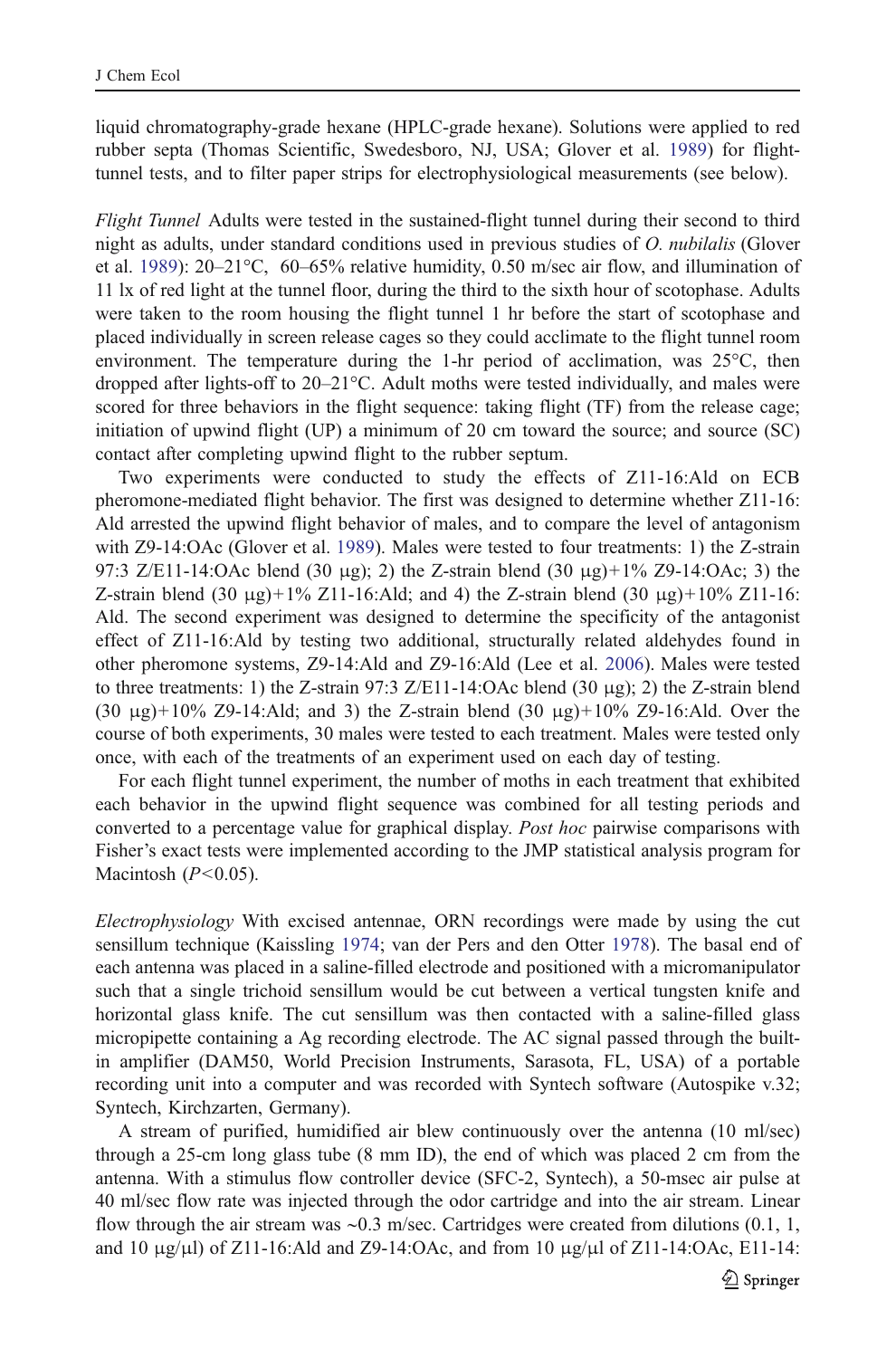liquid chromatography-grade hexane (HPLC-grade hexane). Solutions were applied to red rubber septa (Thomas Scientific, Swedesboro, NJ, USA; Glover et al. 1989) for flight-tunnel tests, and to filter paper strips for electrophysiological measurements (see below).

*Flight Tunnel* Adults were tested in the sustained-flight tunnel during their second to third night as adults, under standard conditions used in previous studies of *O. nubilalis* (Glover et al. 1989): 20–21°C, 60–65% relative humidity, 0.50 m/sec air flow, and illumination of 11 lx of red light at the tunnel floor, during the third to the sixth hour of scotophase. Adults were taken to the room housing the flight tunnel 1 hr before the start of scotophase and placed individually in screen release cages so they could acclimate to the flight tunnel room environment. The temperature during the 1-hr period of acclimation, was 25°C, then dropped after lights-off to 20–21°C. Adult moths were tested individually, and males were scored for three behaviors in the flight sequence: taking flight (TF) from the release cage; initiation of upwind flight (UP) a minimum of 20 cm toward the source; and source (SC) contact after completing upwind flight to the rubber septum.

Two experiments were conducted to study the effects of Z11-16:Ald on ECB pheromone-mediated flight behavior. The first was designed to determine whether Z11-16: Ald arrested the upwind flight behavior of males, and to compare the level of antagonism with Z9-14:OAc (Glover et al. 1989). Males were tested to four treatments: 1) the Z-strain 97:3 Z/E11-14:OAc blend (30 μg); 2) the Z-strain blend (30 μg)+1% Z9-14:OAc; 3) the Z-strain blend (30 μg)+1% Z11-16:Ald; and 4) the Z-strain blend (30 μg)+10% Z11-16: Ald. The second experiment was designed to determine the specificity of the antagonist effect of Z11-16:Ald by testing two additional, structurally related aldehydes found in other pheromone systems, Z9-14:Ald and Z9-16:Ald (Lee et al. 2006). Males were tested to three treatments: 1) the Z-strain 97:3 Z/E11-14:OAc blend (30 μg); 2) the Z-strain blend (30 μg)+10% Z9-14:Ald; and 3) the Z-strain blend (30 μg)+10% Z9-16:Ald. Over the course of both experiments, 30 males were tested to each treatment. Males were tested only once, with each of the treatments of an experiment used on each day of testing.

For each flight tunnel experiment, the number of moths in each treatment that exhibited each behavior in the upwind flight sequence was combined for all testing periods and converted to a percentage value for graphical display. *Post hoc* pairwise comparisons with Fisher's exact tests were implemented according to the JMP statistical analysis program for Macintosh ($P<0.05$).

*Electrophysiology* With excised antennae, ORN recordings were made by using the cut sensillum technique (Kaissling 1974; van der Pers and den Otter 1978). The basal end of each antenna was placed in a saline-filled electrode and positioned with a micromanipulator such that a single trichoid sensillum would be cut between a vertical tungsten knife and horizontal glass knife. The cut sensillum was then contacted with a saline-filled glass micropipette containing a Ag recording electrode. The AC signal passed through the built-in amplifier (DAM50, World Precision Instruments, Sarasota, FL, USA) of a portable recording unit into a computer and was recorded with Syntech software (Autospike v.32; Syntech, Kirchzarten, Germany).

A stream of purified, humidified air blew continuously over the antenna (10 ml/sec) through a 25-cm long glass tube (8 mm ID), the end of which was placed 2 cm from the antenna. With a stimulus flow controller device (SFC-2, Syntech), a 50-msec air pulse at 40 ml/sec flow rate was injected through the odor cartridge and into the air stream. Linear flow through the air stream was ~0.3 m/sec. Cartridges were created from dilutions (0.1, 1, and 10 μg/μl) of Z11-16:Ald and Z9-14:OAc, and from 10 μg/μl of Z11-14:OAc, E11-14: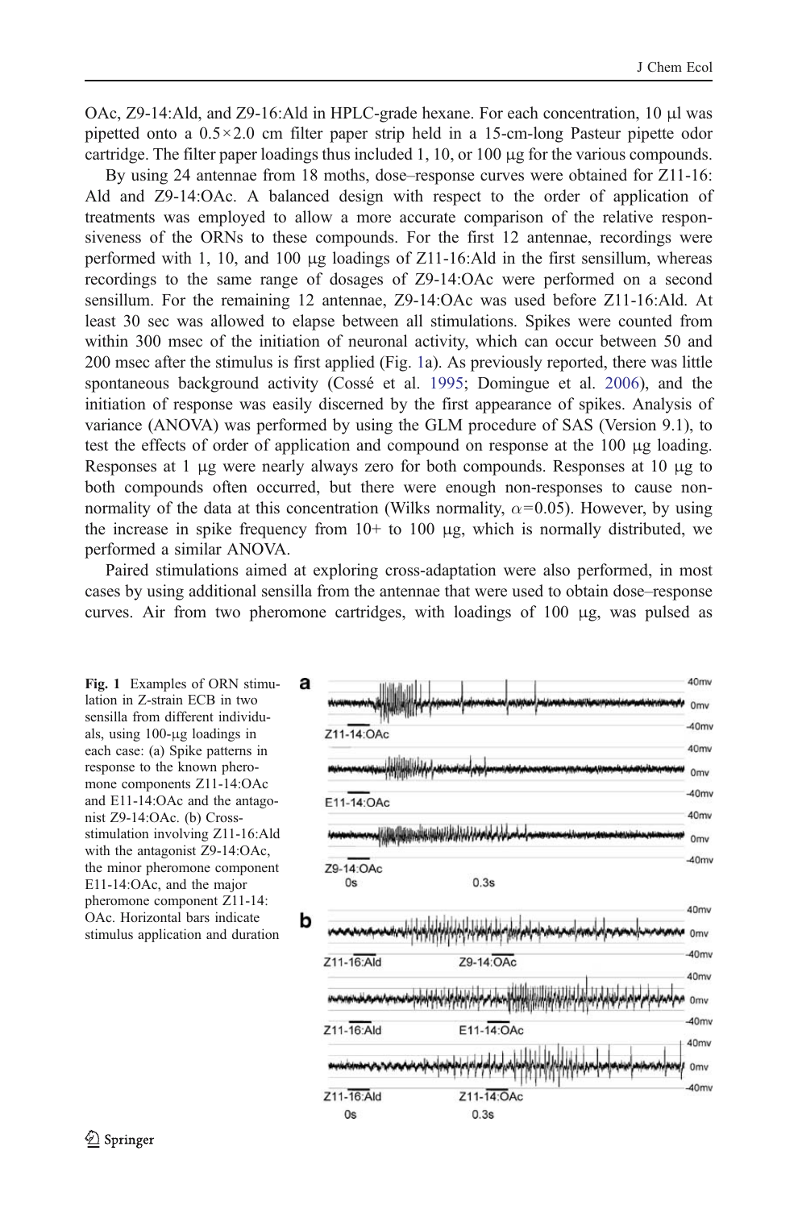OAc, Z9-14:Ald, and Z9-16:Ald in HPLC-grade hexane. For each concentration, 10 µl was pipetted onto a 0.5×2.0 cm filter paper strip held in a 15-cm-long Pasteur pipette odor cartridge. The filter paper loadings thus included 1, 10, or 100 µg for the various compounds.

By using 24 antennae from 18 moths, dose–response curves were obtained for Z11-16:Ald and Z9-14:OAc. A balanced design with respect to the order of application of treatments was employed to allow a more accurate comparison of the relative responsiveness of the ORNs to these compounds. For the first 12 antennae, recordings were performed with 1, 10, and 100 µg loadings of Z11-16:Ald in the first sensillum, whereas recordings to the same range of dosages of Z9-14:OAc were performed on a second sensillum. For the remaining 12 antennae, Z9-14:OAc was used before Z11-16:Ald. At least 30 sec was allowed to elapse between all stimulations. Spikes were counted from within 300 msec of the initiation of neuronal activity, which can occur between 50 and 200 msec after the stimulus is first applied (Fig. 1a). As previously reported, there was little spontaneous background activity (Cossé et al. 1995; Domingue et al. 2006), and the initiation of response was easily discerned by the first appearance of spikes. Analysis of variance (ANOVA) was performed by using the GLM procedure of SAS (Version 9.1), to test the effects of order of application and compound on response at the 100 µg loading. Responses at 1 µg were nearly always zero for both compounds. Responses at 10 µg to both compounds often occurred, but there were enough non-responses to cause non-normality of the data at this concentration (Wilks normality, $\alpha$=0.05). However, by using the increase in spike frequency from 10+ to 100 µg, which is normally distributed, we performed a similar ANOVA.

Paired stimulations aimed at exploring cross-adaptation were also performed, in most cases by using additional sensilla from the antennae that were used to obtain dose–response curves. Air from two pheromone cartridges, with loadings of 100 µg, was pulsed as

**Fig. 1** Examples of ORN stimulation in Z-strain ECB in two sensilla from different individuals, using 100-µg loadings in each case: (a) Spike patterns in response to the known pheromone components Z11-14:OAc and E11-14:OAc and the antagonist Z9-14:OAc. (b) Cross-stimulation involving Z11-16:Ald with the antagonist Z9-14:OAc, the minor pheromone component E11-14:OAc, and the major pheromone component Z11-14:OAc. Horizontal bars indicate stimulus application and duration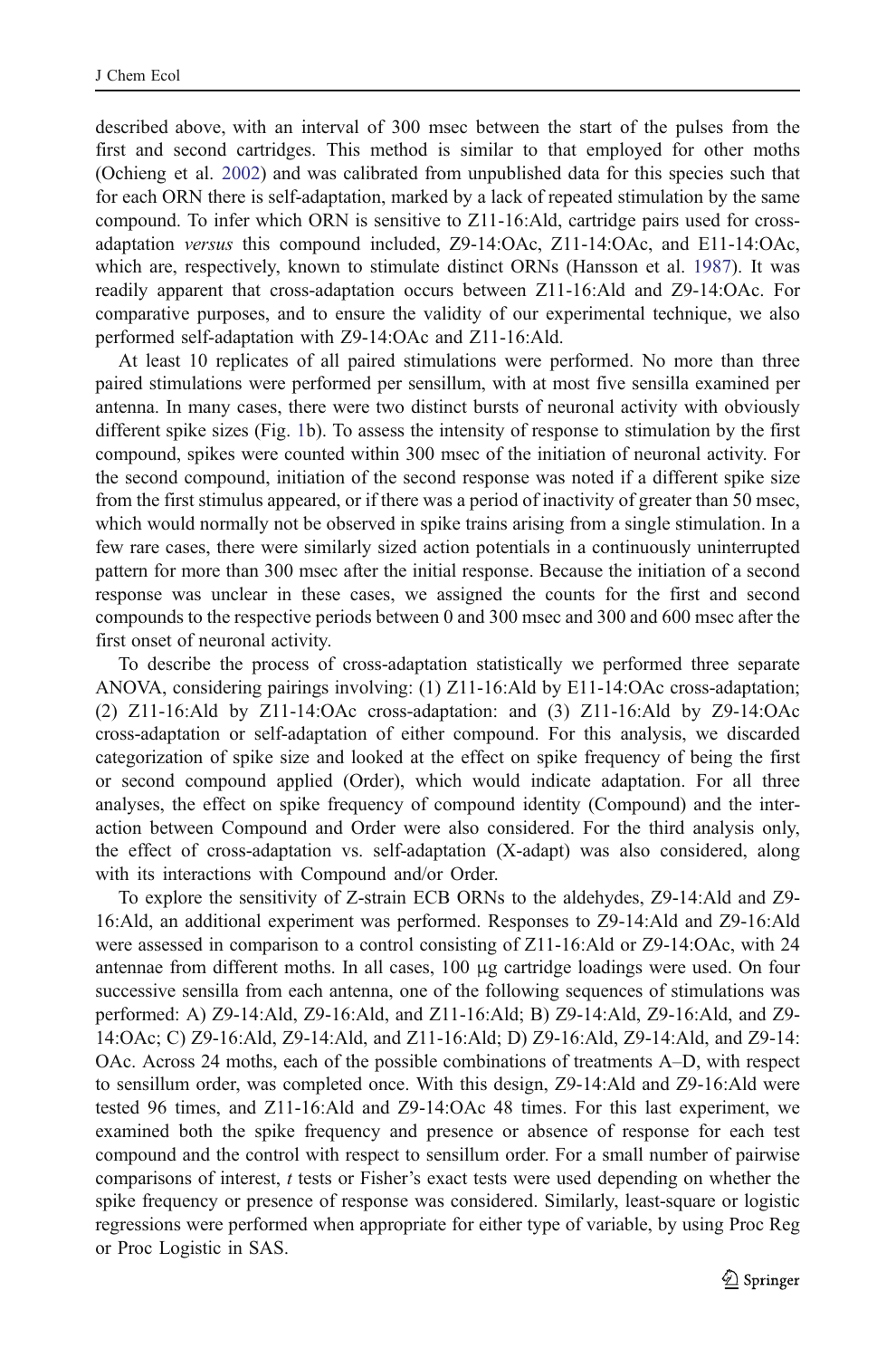described above, with an interval of 300 msec between the start of the pulses from the first and second cartridges. This method is similar to that employed for other moths (Ochieng et al. 2002) and was calibrated from unpublished data for this species such that for each ORN there is self-adaptation, marked by a lack of repeated stimulation by the same compound. To infer which ORN is sensitive to Z11-16:Ald, cartridge pairs used for cross-adaptation *versus* this compound included, Z9-14:OAc, Z11-14:OAc, and E11-14:OAc, which are, respectively, known to stimulate distinct ORNs (Hansson et al. 1987). It was readily apparent that cross-adaptation occurs between Z11-16:Ald and Z9-14:OAc. For comparative purposes, and to ensure the validity of our experimental technique, we also performed self-adaptation with Z9-14:OAc and Z11-16:Ald.

At least 10 replicates of all paired stimulations were performed. No more than three paired stimulations were performed per sensillum, with at most five sensilla examined per antenna. In many cases, there were two distinct bursts of neuronal activity with obviously different spike sizes (Fig. 1b). To assess the intensity of response to stimulation by the first compound, spikes were counted within 300 msec of the initiation of neuronal activity. For the second compound, initiation of the second response was noted if a different spike size from the first stimulus appeared, or if there was a period of inactivity of greater than 50 msec, which would normally not be observed in spike trains arising from a single stimulation. In a few rare cases, there were similarly sized action potentials in a continuously uninterrupted pattern for more than 300 msec after the initial response. Because the initiation of a second response was unclear in these cases, we assigned the counts for the first and second compounds to the respective periods between 0 and 300 msec and 300 and 600 msec after the first onset of neuronal activity.

To describe the process of cross-adaptation statistically we performed three separate ANOVA, considering pairings involving: (1) Z11-16:Ald by E11-14:OAc cross-adaptation; (2) Z11-16:Ald by Z11-14:OAc cross-adaptation: and (3) Z11-16:Ald by Z9-14:OAc cross-adaptation or self-adaptation of either compound. For this analysis, we discarded categorization of spike size and looked at the effect on spike frequency of being the first or second compound applied (Order), which would indicate adaptation. For all three analyses, the effect on spike frequency of compound identity (Compound) and the interaction between Compound and Order were also considered. For the third analysis only, the effect of cross-adaptation vs. self-adaptation (X-adapt) was also considered, along with its interactions with Compound and/or Order.

To explore the sensitivity of Z-strain ECB ORNs to the aldehydes, Z9-14:Ald and Z9-16:Ald, an additional experiment was performed. Responses to Z9-14:Ald and Z9-16:Ald were assessed in comparison to a control consisting of Z11-16:Ald or Z9-14:OAc, with 24 antennae from different moths. In all cases, 100 μg cartridge loadings were used. On four successive sensilla from each antenna, one of the following sequences of stimulations was performed: A) Z9-14:Ald, Z9-16:Ald, and Z11-16:Ald; B) Z9-14:Ald, Z9-16:Ald, and Z9-14:OAc; C) Z9-16:Ald, Z9-14:Ald, and Z11-16:Ald; D) Z9-16:Ald, Z9-14:Ald, and Z9-14:OAc. Across 24 moths, each of the possible combinations of treatments A–D, with respect to sensillum order, was completed once. With this design, Z9-14:Ald and Z9-16:Ald were tested 96 times, and Z11-16:Ald and Z9-14:OAc 48 times. For this last experiment, we examined both the spike frequency and presence or absence of response for each test compound and the control with respect to sensillum order. For a small number of pairwise comparisons of interest, *t* tests or Fisher's exact tests were used depending on whether the spike frequency or presence of response was considered. Similarly, least-square or logistic regressions were performed when appropriate for either type of variable, by using Proc Reg or Proc Logistic in SAS.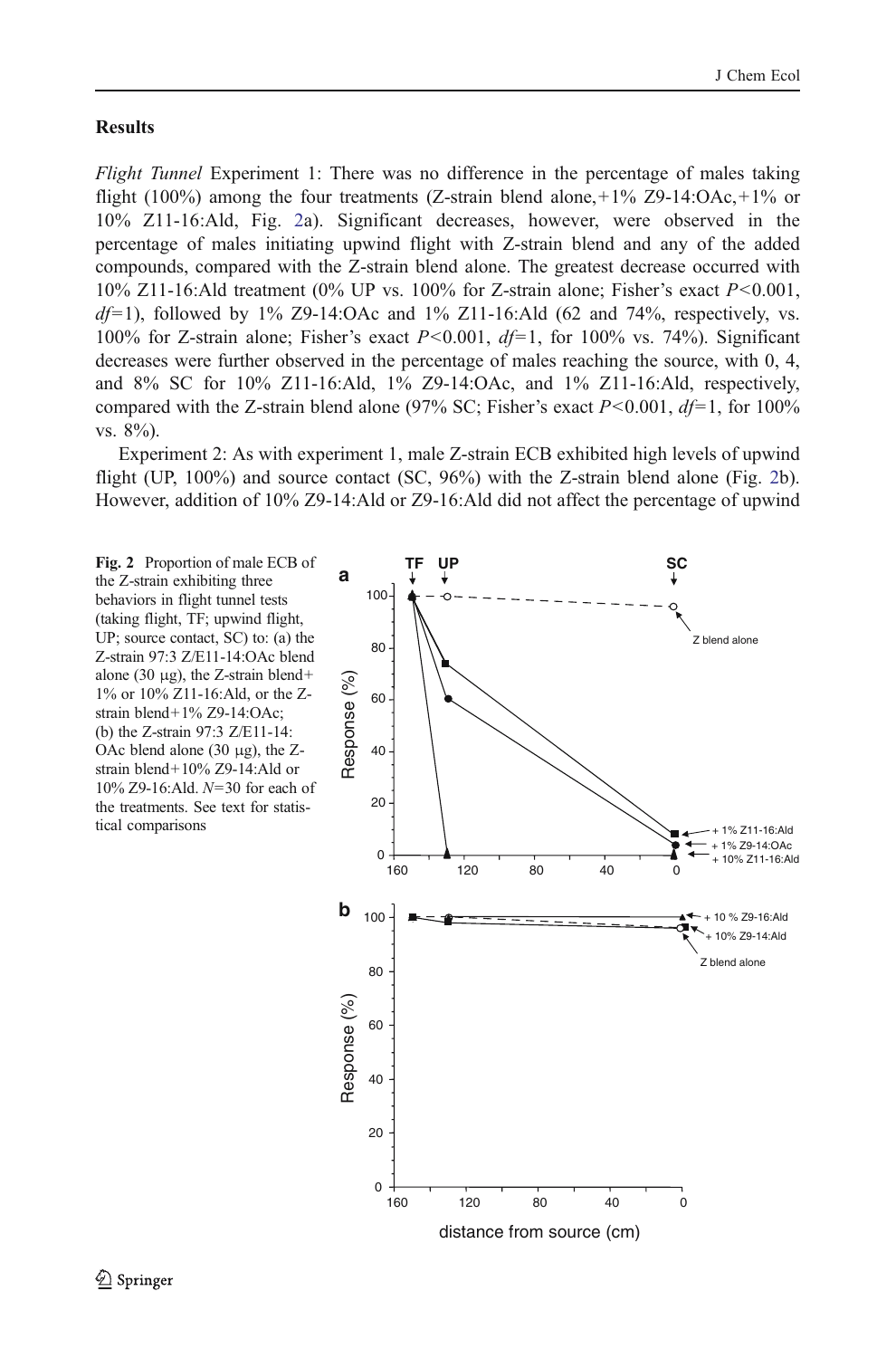## Results

*Flight Tunnel* Experiment 1: There was no difference in the percentage of males taking flight (100%) among the four treatments (Z-strain blend alone, +1% Z9-14:OAc, +1% or 10% Z11-16:Ald, Fig. 2a). Significant decreases, however, were observed in the percentage of males initiating upwind flight with Z-strain blend and any of the added compounds, compared with the Z-strain blend alone. The greatest decrease occurred with 10% Z11-16:Ald treatment (0% UP vs. 100% for Z-strain alone; Fisher's exact $P<0.001$, $df=1$), followed by 1% Z9-14:OAc and 1% Z11-16:Ald (62 and 74%, respectively, vs. 100% for Z-strain alone; Fisher's exact $P<0.001$, $df=1$, for 100% vs. 74%). Significant decreases were further observed in the percentage of males reaching the source, with 0, 4, and 8% SC for 10% Z11-16:Ald, 1% Z9-14:OAc, and 1% Z11-16:Ald, respectively, compared with the Z-strain blend alone (97% SC; Fisher's exact $P<0.001$, $df=1$, for 100% vs. 8%).

Experiment 2: As with experiment 1, male Z-strain ECB exhibited high levels of upwind flight (UP, 100%) and source contact (SC, 96%) with the Z-strain blend alone (Fig. 2b). However, addition of 10% Z9-14:Ald or Z9-16:Ald did not affect the percentage of upwind

**Fig. 2** Proportion of male ECB of the Z-strain exhibiting three behaviors in flight tunnel tests (taking flight, TF; upwind flight, UP; source contact, SC) to: (a) the Z-strain 97:3 Z/E11-14:OAc blend alone (30 μg), the Z-strain blend+ 1% or 10% Z11-16:Ald, or the Z-strain blend+1% Z9-14:OAc; (b) the Z-strain 97:3 Z/E11-14:OAc blend alone (30 μg), the Z-strain blend+10% Z9-14:Ald or 10% Z9-16:Ald. *N*=30 for each of the treatments. See text for statistical comparisons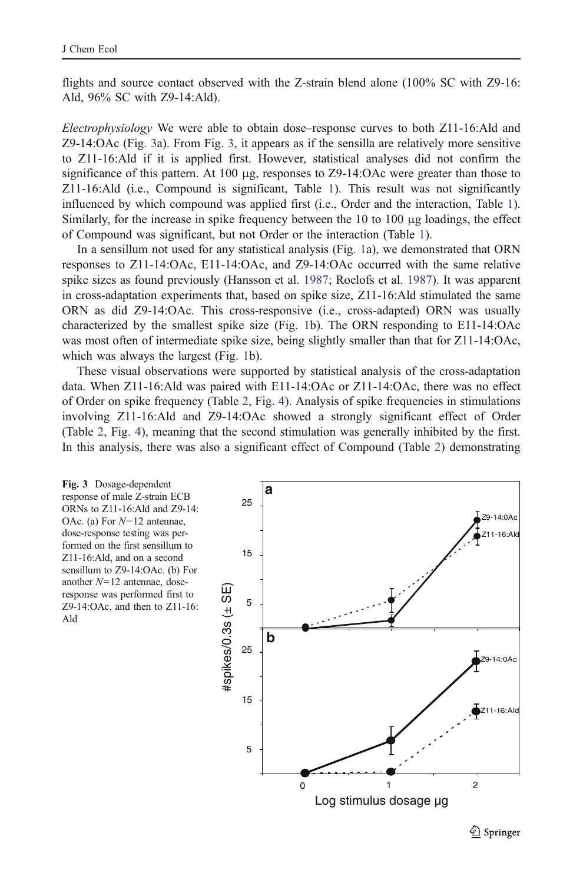flights and source contact observed with the Z-strain blend alone (100% SC with Z9-16: Ald, 96% SC with Z9-14:Ald).

*Electrophysiology* We were able to obtain dose–response curves to both Z11-16:Ald and Z9-14:OAc (Fig. 3a). From Fig. 3, it appears as if the sensilla are relatively more sensitive to Z11-16:Ald if it is applied first. However, statistical analyses did not confirm the significance of this pattern. At 100 μg, responses to Z9-14:OAc were greater than those to Z11-16:Ald (i.e., Compound is significant, Table 1). This result was not significantly influenced by which compound was applied first (i.e., Order and the interaction, Table 1). Similarly, for the increase in spike frequency between the 10 to 100 μg loadings, the effect of Compound was significant, but not Order or the interaction (Table 1).

In a sensillum not used for any statistical analysis (Fig. 1a), we demonstrated that ORN responses to Z11-14:OAc, E11-14:OAc, and Z9-14:OAc occurred with the same relative spike sizes as found previously (Hansson et al. 1987; Roelofs et al. 1987). It was apparent in cross-adaptation experiments that, based on spike size, Z11-16:Ald stimulated the same ORN as did Z9-14:OAc. This cross-responsive (i.e., cross-adapted) ORN was usually characterized by the smallest spike size (Fig. 1b). The ORN responding to E11-14:OAc was most often of intermediate spike size, being slightly smaller than that for Z11-14:OAc, which was always the largest (Fig. 1b).

These visual observations were supported by statistical analysis of the cross-adaptation data. When Z11-16:Ald was paired with E11-14:OAc or Z11-14:OAc, there was no effect of Order on spike frequency (Table 2, Fig. 4). Analysis of spike frequencies in stimulations involving Z11-16:Ald and Z9-14:OAc showed a strongly significant effect of Order (Table 2, Fig. 4), meaning that the second stimulation was generally inhibited by the first. In this analysis, there was also a significant effect of Compound (Table 2) demonstrating

**Fig. 3** Dosage-dependent response of male Z-strain ECB ORNs to Z11-16:Ald and Z9-14:OAc. (a) For $N=12$ antennae, dose-response testing was performed on the first sensillum to Z11-16:Ald, and on a second sensillum to Z9-14:OAc. (b) For another $N=12$ antennae, dose-response was performed first to Z9-14:OAc, and then to Z11-16:Ald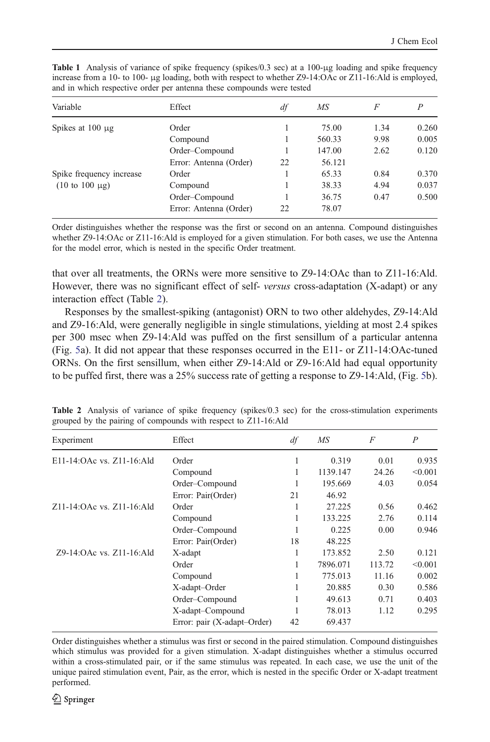**Table 1** Analysis of variance of spike frequency (spikes/0.3 sec) at a 100-μg loading and spike frequency increase from a 10- to 100- μg loading, both with respect to whether Z9-14:OAc or Z11-16:Ald is employed, and in which respective order per antenna these compounds were tested

| Variable | Effect | *df* | *MS* | *F* | *P* |
|---|---|---|---|---|---|
| Spikes at 100 μg | Order | 1 | 75.00 | 1.34 | 0.260 |
| | Compound | 1 | 560.33 | 9.98 | 0.005 |
| | Order–Compound | 1 | 147.00 | 2.62 | 0.120 |
| | Error: Antenna (Order) | 22 | 56.121 | | |
| Spike frequency increase (10 to 100 μg) | Order | 1 | 65.33 | 0.84 | 0.370 |
| | Compound | 1 | 38.33 | 4.94 | 0.037 |
| | Order–Compound | 1 | 36.75 | 0.47 | 0.500 |
| | Error: Antenna (Order) | 22 | 78.07 | | |

Order distinguishes whether the response was the first or second on an antenna. Compound distinguishes whether Z9-14:OAc or Z11-16:Ald is employed for a given stimulation. For both cases, we use the Antenna for the model error, which is nested in the specific Order treatment.

that over all treatments, the ORNs were more sensitive to Z9-14:OAc than to Z11-16:Ald. However, there was no significant effect of self- *versus* cross-adaptation (X-adapt) or any interaction effect (Table 2).

Responses by the smallest-spiking (antagonist) ORN to two other aldehydes, Z9-14:Ald and Z9-16:Ald, were generally negligible in single stimulations, yielding at most 2.4 spikes per 300 msec when Z9-14:Ald was puffed on the first sensillum of a particular antenna (Fig. 5a). It did not appear that these responses occurred in the E11- or Z11-14:OAc-tuned ORNs. On the first sensillum, when either Z9-14:Ald or Z9-16:Ald had equal opportunity to be puffed first, there was a 25% success rate of getting a response to Z9-14:Ald, (Fig. 5b).

**Table 2** Analysis of variance of spike frequency (spikes/0.3 sec) for the cross-stimulation experiments grouped by the pairing of compounds with respect to Z11-16:Ald

| Experiment | Effect | *df* | *MS* | *F* | *P* |
|---|---|---|---|---|---|
| E11-14:OAc vs. Z11-16:Ald | Order | 1 | 0.319 | 0.01 | 0.935 |
| | Compound | 1 | 1139.147 | 24.26 | <0.001 |
| | Order–Compound | 1 | 195.669 | 4.03 | 0.054 |
| | Error: Pair(Order) | 21 | 46.92 | | |
| Z11-14:OAc vs. Z11-16:Ald | Order | 1 | 27.225 | 0.56 | 0.462 |
| | Compound | 1 | 133.225 | 2.76 | 0.114 |
| | Order–Compound | 1 | 0.225 | 0.00 | 0.946 |
| | Error: Pair(Order) | 18 | 48.225 | | |
| Z9-14:OAc vs. Z11-16:Ald | X-adapt | 1 | 173.852 | 2.50 | 0.121 |
| | Order | 1 | 7896.071 | 113.72 | <0.001 |
| | Compound | 1 | 775.013 | 11.16 | 0.002 |
| | X-adapt–Order | 1 | 20.885 | 0.30 | 0.586 |
| | Order–Compound | 1 | 49.613 | 0.71 | 0.403 |
| | X-adapt–Compound | 1 | 78.013 | 1.12 | 0.295 |
| | Error: pair (X-adapt–Order) | 42 | 69.437 | | |

Order distinguishes whether a stimulus was first or second in the paired stimulation. Compound distinguishes which stimulus was provided for a given stimulation. X-adapt distinguishes whether a stimulus occurred within a cross-stimulated pair, or if the same stimulus was repeated. In each case, we use the unit of the unique paired stimulation event, Pair, as the error, which is nested in the specific Order or X-adapt treatment performed.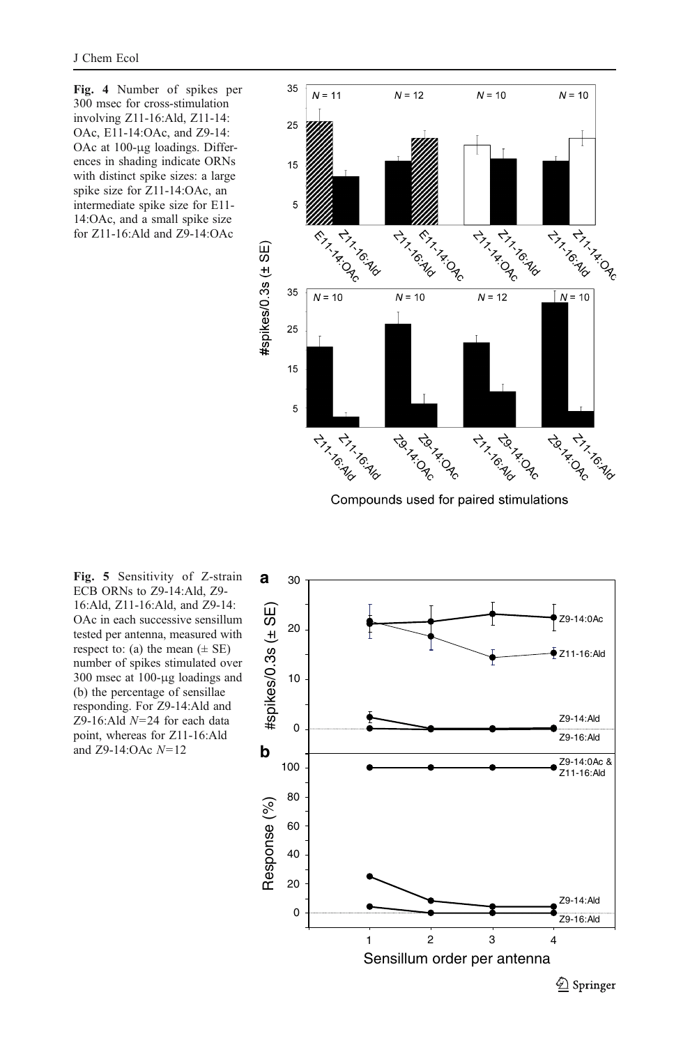**Fig. 4** Number of spikes per 300 msec for cross-stimulation involving Z11-16:Ald, Z11-14:OAc, E11-14:OAc, and Z9-14:OAc at 100-μg loadings. Differences in shading indicate ORNs with distinct spike sizes: a large spike size for Z11-14:OAc, an intermediate spike size for E11-14:OAc, and a small spike size for Z11-16:Ald and Z9-14:OAc

**Fig. 5** Sensitivity of Z-strain ECB ORNs to Z9-14:Ald, Z9-16:Ald, Z11-16:Ald, and Z9-14:OAc in each successive sensillum tested per antenna, measured with respect to: (a) the mean (± SE) number of spikes stimulated over 300 msec at 100-μg loadings and (b) the percentage of sensillae responding. For Z9-14:Ald and Z9-16:Ald *N*=24 for each data point, whereas for Z11-16:Ald and Z9-14:OAc *N*=12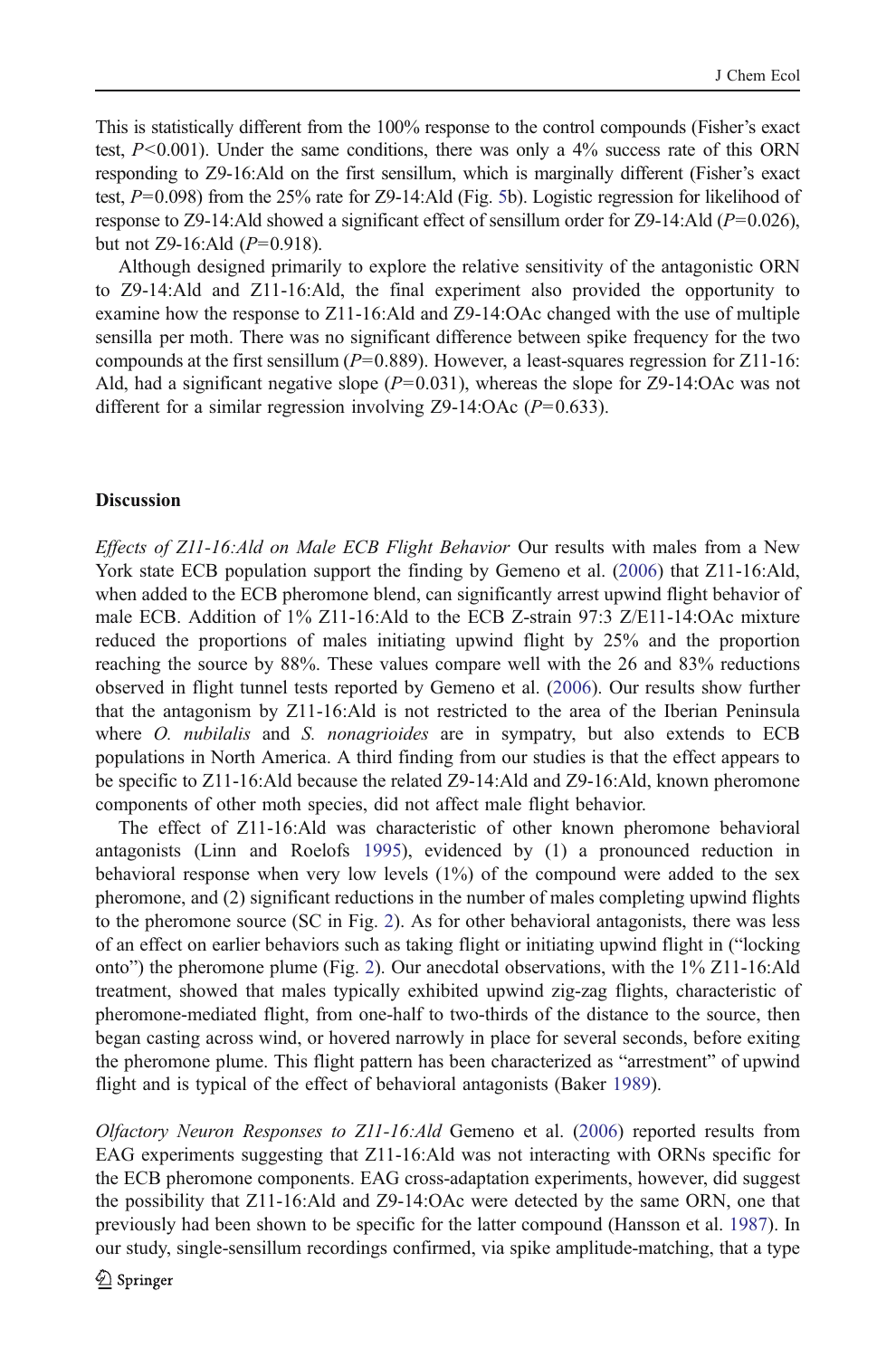This is statistically different from the 100% response to the control compounds (Fisher's exact test, $P<0.001$). Under the same conditions, there was only a 4% success rate of this ORN responding to Z9-16:Ald on the first sensillum, which is marginally different (Fisher's exact test, $P=0.098$) from the 25% rate for Z9-14:Ald (Fig. 5b). Logistic regression for likelihood of response to Z9-14:Ald showed a significant effect of sensillum order for Z9-14:Ald ($P=0.026$), but not Z9-16:Ald ($P=0.918$).

Although designed primarily to explore the relative sensitivity of the antagonistic ORN to Z9-14:Ald and Z11-16:Ald, the final experiment also provided the opportunity to examine how the response to Z11-16:Ald and Z9-14:OAc changed with the use of multiple sensilla per moth. There was no significant difference between spike frequency for the two compounds at the first sensillum ($P=0.889$). However, a least-squares regression for Z11-16:Ald, had a significant negative slope ($P=0.031$), whereas the slope for Z9-14:OAc was not different for a similar regression involving Z9-14:OAc ($P=0.633$).

## Discussion

*Effects of Z11-16:Ald on Male ECB Flight Behavior* Our results with males from a New York state ECB population support the finding by Gemeno et al. (2006) that Z11-16:Ald, when added to the ECB pheromone blend, can significantly arrest upwind flight behavior of male ECB. Addition of 1% Z11-16:Ald to the ECB Z-strain 97:3 Z/E11-14:OAc mixture reduced the proportions of males initiating upwind flight by 25% and the proportion reaching the source by 88%. These values compare well with the 26 and 83% reductions observed in flight tunnel tests reported by Gemeno et al. (2006). Our results show further that the antagonism by Z11-16:Ald is not restricted to the area of the Iberian Peninsula where *O. nubilalis* and *S. nonagrioides* are in sympatry, but also extends to ECB populations in North America. A third finding from our studies is that the effect appears to be specific to Z11-16:Ald because the related Z9-14:Ald and Z9-16:Ald, known pheromone components of other moth species, did not affect male flight behavior.

The effect of Z11-16:Ald was characteristic of other known pheromone behavioral antagonists (Linn and Roelofs 1995), evidenced by (1) a pronounced reduction in behavioral response when very low levels (1%) of the compound were added to the sex pheromone, and (2) significant reductions in the number of males completing upwind flights to the pheromone source (SC in Fig. 2). As for other behavioral antagonists, there was less of an effect on earlier behaviors such as taking flight or initiating upwind flight in ("locking onto") the pheromone plume (Fig. 2). Our anecdotal observations, with the 1% Z11-16:Ald treatment, showed that males typically exhibited upwind zig-zag flights, characteristic of pheromone-mediated flight, from one-half to two-thirds of the distance to the source, then began casting across wind, or hovered narrowly in place for several seconds, before exiting the pheromone plume. This flight pattern has been characterized as "arrestment" of upwind flight and is typical of the effect of behavioral antagonists (Baker 1989).

*Olfactory Neuron Responses to Z11-16:Ald* Gemeno et al. (2006) reported results from EAG experiments suggesting that Z11-16:Ald was not interacting with ORNs specific for the ECB pheromone components. EAG cross-adaptation experiments, however, did suggest the possibility that Z11-16:Ald and Z9-14:OAc were detected by the same ORN, one that previously had been shown to be specific for the latter compound (Hansson et al. 1987). In our study, single-sensillum recordings confirmed, via spike amplitude-matching, that a type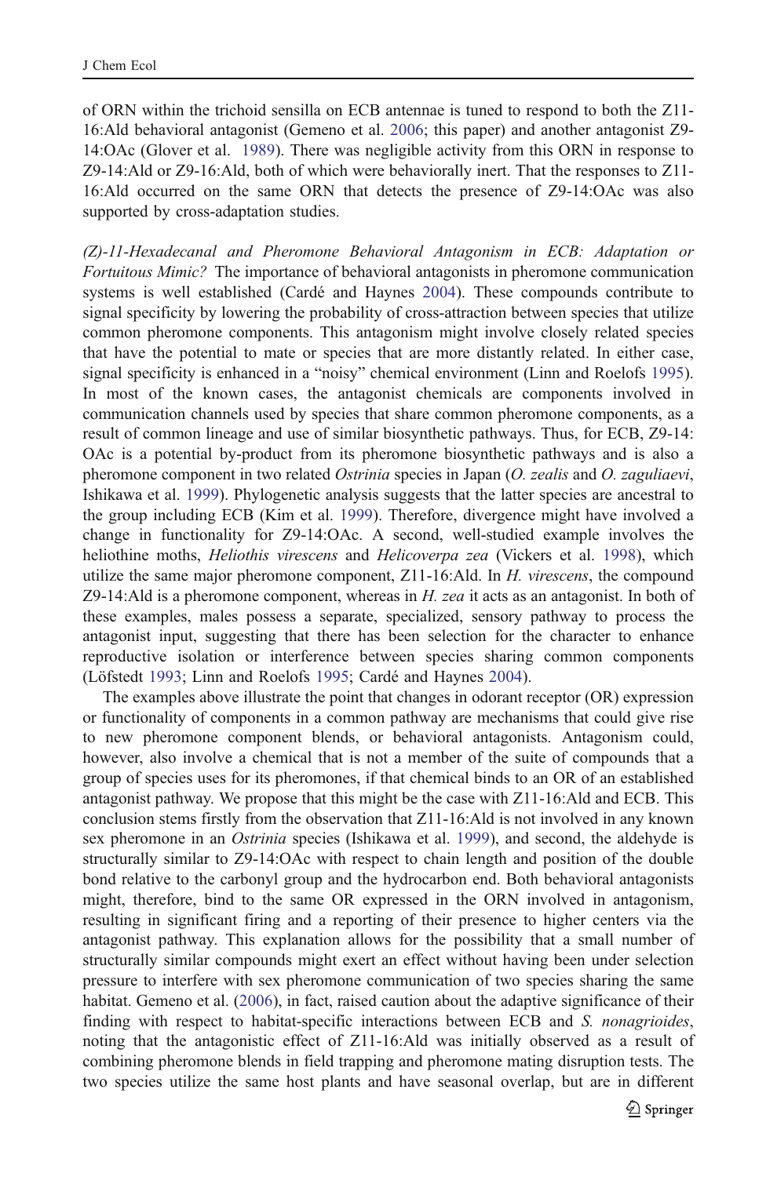of ORN within the trichoid sensilla on ECB antennae is tuned to respond to both the Z11-16:Ald behavioral antagonist (Gemeno et al. 2006; this paper) and another antagonist Z9-14:OAc (Glover et al. 1989). There was negligible activity from this ORN in response to Z9-14:Ald or Z9-16:Ald, both of which were behaviorally inert. That the responses to Z11-16:Ald occurred on the same ORN that detects the presence of Z9-14:OAc was also supported by cross-adaptation studies.

*(Z)-11-Hexadecanal and Pheromone Behavioral Antagonism in ECB: Adaptation or Fortuitous Mimic?* The importance of behavioral antagonists in pheromone communication systems is well established (Cardé and Haynes 2004). These compounds contribute to signal specificity by lowering the probability of cross-attraction between species that utilize common pheromone components. This antagonism might involve closely related species that have the potential to mate or species that are more distantly related. In either case, signal specificity is enhanced in a "noisy" chemical environment (Linn and Roelofs 1995). In most of the known cases, the antagonist chemicals are components involved in communication channels used by species that share common pheromone components, as a result of common lineage and use of similar biosynthetic pathways. Thus, for ECB, Z9-14:OAc is a potential by-product from its pheromone biosynthetic pathways and is also a pheromone component in two related *Ostrinia* species in Japan (*O. zealis* and *O. zaguliaevi*, Ishikawa et al. 1999). Phylogenetic analysis suggests that the latter species are ancestral to the group including ECB (Kim et al. 1999). Therefore, divergence might have involved a change in functionality for Z9-14:OAc. A second, well-studied example involves the heliothine moths, *Heliothis virescens* and *Helicoverpa zea* (Vickers et al. 1998), which utilize the same major pheromone component, Z11-16:Ald. In *H. virescens*, the compound Z9-14:Ald is a pheromone component, whereas in *H. zea* it acts as an antagonist. In both of these examples, males possess a separate, specialized, sensory pathway to process the antagonist input, suggesting that there has been selection for the character to enhance reproductive isolation or interference between species sharing common components (Löfstedt 1993; Linn and Roelofs 1995; Cardé and Haynes 2004).

The examples above illustrate the point that changes in odorant receptor (OR) expression or functionality of components in a common pathway are mechanisms that could give rise to new pheromone component blends, or behavioral antagonists. Antagonism could, however, also involve a chemical that is not a member of the suite of compounds that a group of species uses for its pheromones, if that chemical binds to an OR of an established antagonist pathway. We propose that this might be the case with Z11-16:Ald and ECB. This conclusion stems firstly from the observation that Z11-16:Ald is not involved in any known sex pheromone in an *Ostrinia* species (Ishikawa et al. 1999), and second, the aldehyde is structurally similar to Z9-14:OAc with respect to chain length and position of the double bond relative to the carbonyl group and the hydrocarbon end. Both behavioral antagonists might, therefore, bind to the same OR expressed in the ORN involved in antagonism, resulting in significant firing and a reporting of their presence to higher centers via the antagonist pathway. This explanation allows for the possibility that a small number of structurally similar compounds might exert an effect without having been under selection pressure to interfere with sex pheromone communication of two species sharing the same habitat. Gemeno et al. (2006), in fact, raised caution about the adaptive significance of their finding with respect to habitat-specific interactions between ECB and *S. nonagrioides*, noting that the antagonistic effect of Z11-16:Ald was initially observed as a result of combining pheromone blends in field trapping and pheromone mating disruption tests. The two species utilize the same host plants and have seasonal overlap, but are in different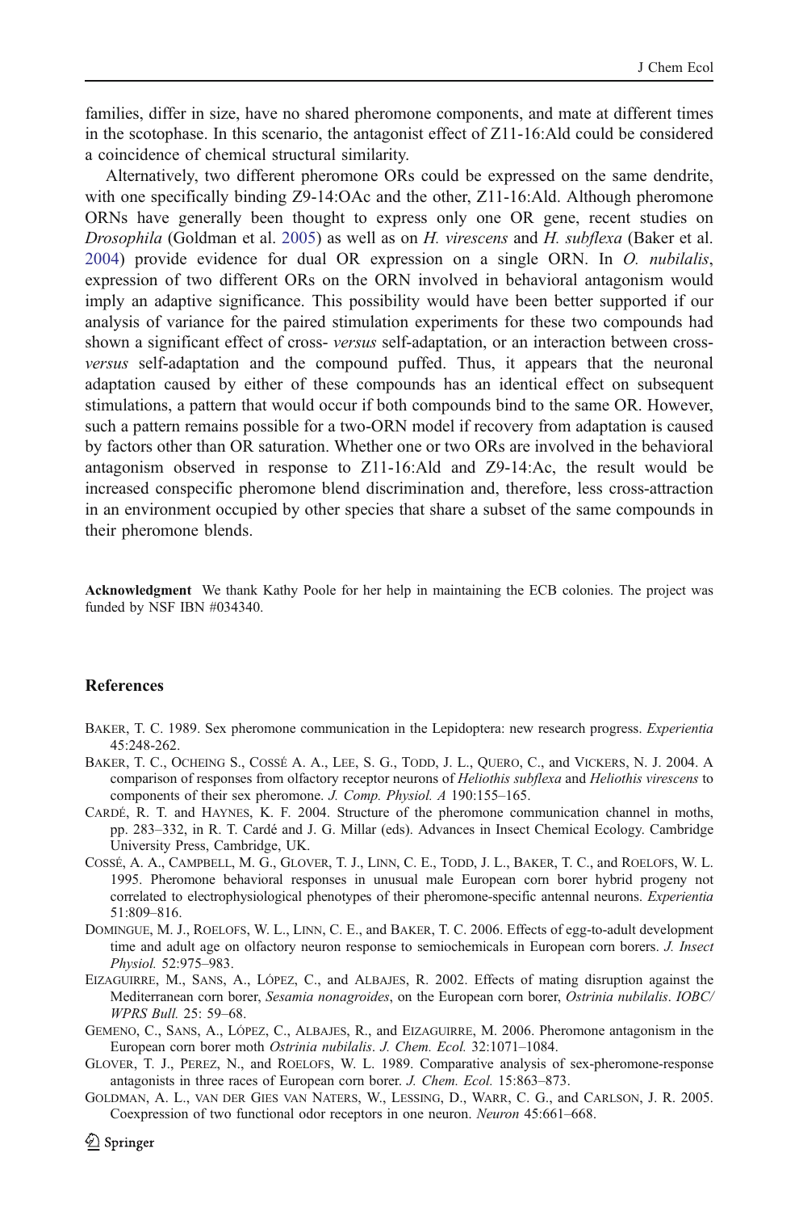families, differ in size, have no shared pheromone components, and mate at different times in the scotophase. In this scenario, the antagonist effect of Z11-16:Ald could be considered a coincidence of chemical structural similarity.

Alternatively, two different pheromone ORs could be expressed on the same dendrite, with one specifically binding Z9-14:OAc and the other, Z11-16:Ald. Although pheromone ORNs have generally been thought to express only one OR gene, recent studies on *Drosophila* (Goldman et al. 2005) as well as on *H. virescens* and *H. subflexa* (Baker et al. 2004) provide evidence for dual OR expression on a single ORN. In *O. nubilalis*, expression of two different ORs on the ORN involved in behavioral antagonism would imply an adaptive significance. This possibility would have been better supported if our analysis of variance for the paired stimulation experiments for these two compounds had shown a significant effect of cross- *versus* self-adaptation, or an interaction between cross-*versus* self-adaptation and the compound puffed. Thus, it appears that the neuronal adaptation caused by either of these compounds has an identical effect on subsequent stimulations, a pattern that would occur if both compounds bind to the same OR. However, such a pattern remains possible for a two-ORN model if recovery from adaptation is caused by factors other than OR saturation. Whether one or two ORs are involved in the behavioral antagonism observed in response to Z11-16:Ald and Z9-14:Ac, the result would be increased conspecific pheromone blend discrimination and, therefore, less cross-attraction in an environment occupied by other species that share a subset of the same compounds in their pheromone blends.

**Acknowledgment** We thank Kathy Poole for her help in maintaining the ECB colonies. The project was funded by NSF IBN #034340.

## References

Baker, T. C. 1989. Sex pheromone communication in the Lepidoptera: new research progress. *Experientia* 45:248-262.

Baker, T. C., Ocheing S., Cossé A. A., Lee, S. G., Todd, J. L., Quero, C., and Vickers, N. J. 2004. A comparison of responses from olfactory receptor neurons of *Heliothis subflexa* and *Heliothis virescens* to components of their sex pheromone. *J. Comp. Physiol. A* 190:155–165.

Cardé, R. T. and Haynes, K. F. 2004. Structure of the pheromone communication channel in moths, pp. 283–332, in R. T. Cardé and J. G. Millar (eds). Advances in Insect Chemical Ecology. Cambridge University Press, Cambridge, UK.

Cossé, A. A., Campbell, M. G., Glover, T. J., Linn, C. E., Todd, J. L., Baker, T. C., and Roelofs, W. L. 1995. Pheromone behavioral responses in unusual male European corn borer hybrid progeny not correlated to electrophysiological phenotypes of their pheromone-specific antennal neurons. *Experientia* 51:809–816.

Domingue, M. J., Roelofs, W. L., Linn, C. E., and Baker, T. C. 2006. Effects of egg-to-adult development time and adult age on olfactory neuron response to semiochemicals in European corn borers. *J. Insect Physiol.* 52:975–983.

Eizaguirre, M., Sans, A., López, C., and Albajes, R. 2002. Effects of mating disruption against the Mediterranean corn borer, *Sesamia nonagroides*, on the European corn borer, *Ostrinia nubilalis*. *IOBC/WPRS Bull.* 25: 59–68.

Gemeno, C., Sans, A., López, C., Albajes, R., and Eizaguirre, M. 2006. Pheromone antagonism in the European corn borer moth *Ostrinia nubilalis*. *J. Chem. Ecol.* 32:1071–1084.

Glover, T. J., Perez, N., and Roelofs, W. L. 1989. Comparative analysis of sex-pheromone-response antagonists in three races of European corn borer. *J. Chem. Ecol.* 15:863–873.

Goldman, A. L., van der Gies van Naters, W., Lessing, D., Warr, C. G., and Carlson, J. R. 2005. Coexpression of two functional odor receptors in one neuron. *Neuron* 45:661–668.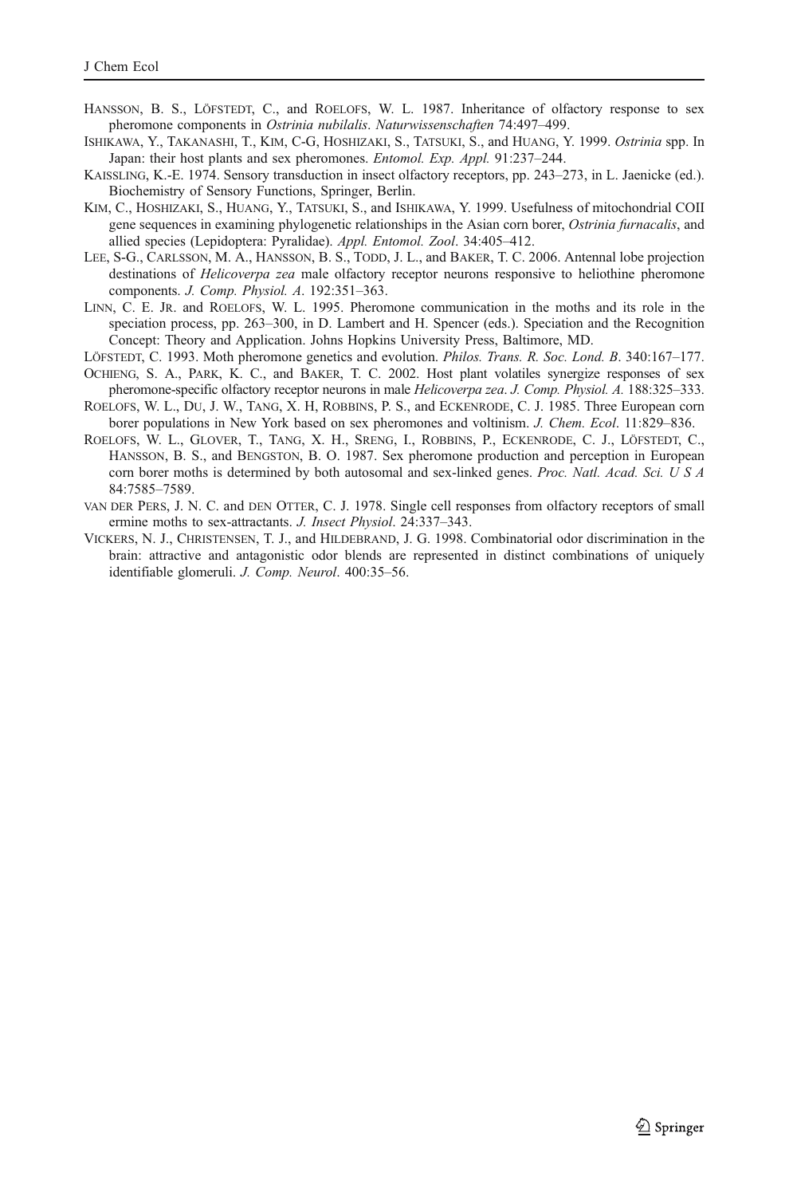Hansson, B. S., Löfstedt, C., and Roelofs, W. L. 1987. Inheritance of olfactory response to sex pheromone components in *Ostrinia nubilalis*. *Naturwissenschaften* 74:497–499.

Ishikawa, Y., Takanashi, T., Kim, C-G, Hoshizaki, S., Tatsuki, S., and Huang, Y. 1999. *Ostrinia* spp. In Japan: their host plants and sex pheromones. *Entomol. Exp. Appl.* 91:237–244.

Kaissling, K.-E. 1974. Sensory transduction in insect olfactory receptors, pp. 243–273, in L. Jaenicke (ed.). Biochemistry of Sensory Functions, Springer, Berlin.

Kim, C., Hoshizaki, S., Huang, Y., Tatsuki, S., and Ishikawa, Y. 1999. Usefulness of mitochondrial COII gene sequences in examining phylogenetic relationships in the Asian corn borer, *Ostrinia furnacalis*, and allied species (Lepidoptera: Pyralidae). *Appl. Entomol. Zool*. 34:405–412.

Lee, S-G., Carlsson, M. A., Hansson, B. S., Todd, J. L., and Baker, T. C. 2006. Antennal lobe projection destinations of *Helicoverpa zea* male olfactory receptor neurons responsive to heliothine pheromone components. *J. Comp. Physiol. A*. 192:351–363.

Linn, C. E. Jr. and Roelofs, W. L. 1995. Pheromone communication in the moths and its role in the speciation process, pp. 263–300, in D. Lambert and H. Spencer (eds.). Speciation and the Recognition Concept: Theory and Application. Johns Hopkins University Press, Baltimore, MD.

Löfstedt, C. 1993. Moth pheromone genetics and evolution. *Philos. Trans. R. Soc. Lond. B*. 340:167–177.

Ochieng, S. A., Park, K. C., and Baker, T. C. 2002. Host plant volatiles synergize responses of sex pheromone-specific olfactory receptor neurons in male *Helicoverpa zea*. *J. Comp. Physiol. A.* 188:325–333.

Roelofs, W. L., Du, J. W., Tang, X. H, Robbins, P. S., and Eckenrode, C. J. 1985. Three European corn borer populations in New York based on sex pheromones and voltinism. *J. Chem. Ecol*. 11:829–836.

Roelofs, W. L., Glover, T., Tang, X. H., Sreng, I., Robbins, P., Eckenrode, C. J., Löfstedt, C., Hansson, B. S., and Bengston, B. O. 1987. Sex pheromone production and perception in European corn borer moths is determined by both autosomal and sex-linked genes. *Proc. Natl. Acad. Sci. U S A* 84:7585–7589.

van der Pers, J. N. C. and den Otter, C. J. 1978. Single cell responses from olfactory receptors of small ermine moths to sex-attractants. *J. Insect Physiol*. 24:337–343.

Vickers, N. J., Christensen, T. J., and Hildebrand, J. G. 1998. Combinatorial odor discrimination in the brain: attractive and antagonistic odor blends are represented in distinct combinations of uniquely identifiable glomeruli. *J. Comp. Neurol*. 400:35–56.